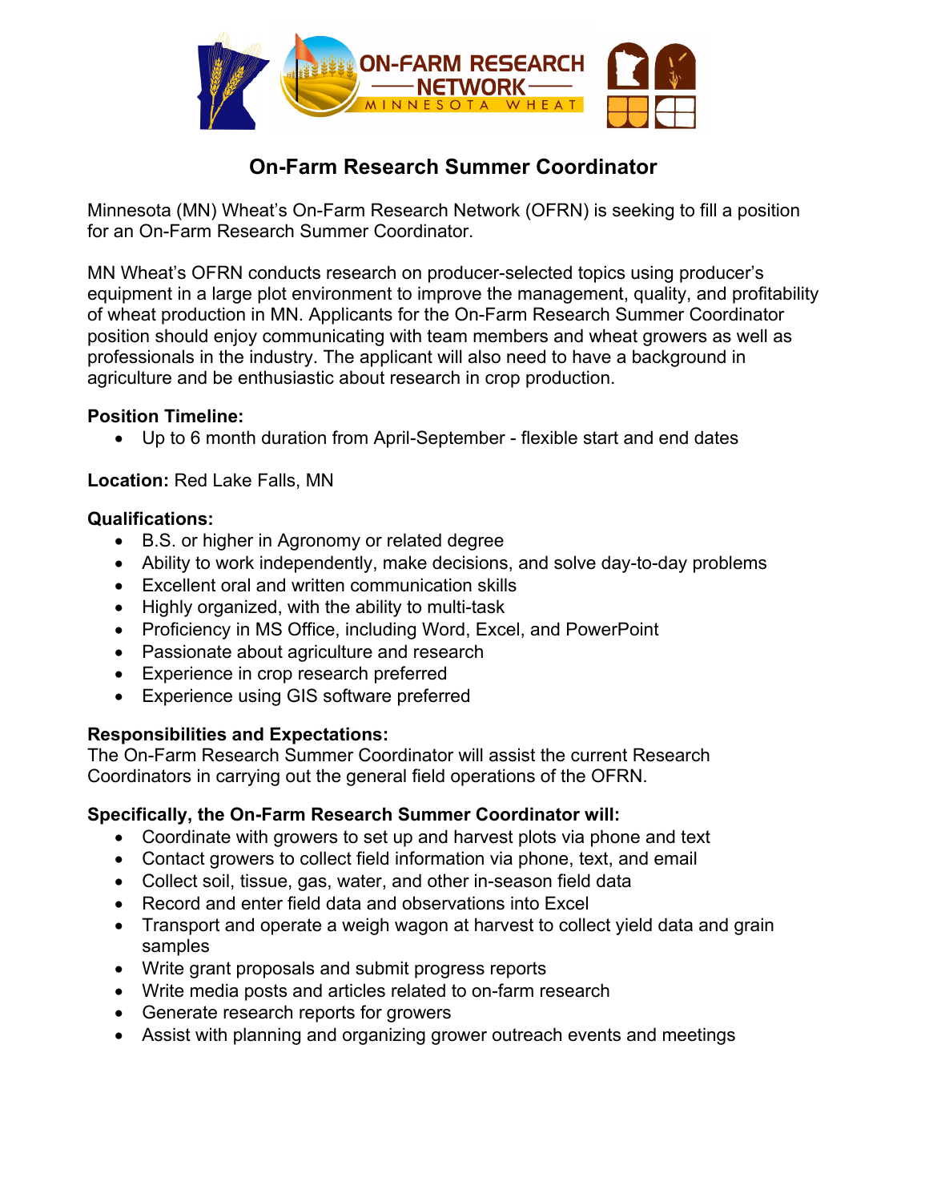# On-Farm Research Summer Coordinator

Minnesota (MN) Wheat's On-Farm Research Network (OFRN) is seeking to fill a position for an On-Farm Research Summer Coordinator.

MN Wheat's OFRN conducts research on producer-selected topics using producer's equipment in a large plot environment to improve the management, quality, and profitability of wheat production in MN. Applicants for the On-Farm Research Summer Coordinator position should enjoy communicating with team members and wheat growers as well as professionals in the industry. The applicant will also need to have a background in agriculture and be enthusiastic about research in crop production.

**Position Timeline:**

- Up to 6 month duration from April-September - flexible start and end dates

**Location:** Red Lake Falls, MN

**Qualifications:**

- B.S. or higher in Agronomy or related degree
- Ability to work independently, make decisions, and solve day-to-day problems
- Excellent oral and written communication skills
- Highly organized, with the ability to multi-task
- Proficiency in MS Office, including Word, Excel, and PowerPoint
- Passionate about agriculture and research
- Experience in crop research preferred
- Experience using GIS software preferred

**Responsibilities and Expectations:**

The On-Farm Research Summer Coordinator will assist the current Research Coordinators in carrying out the general field operations of the OFRN.

**Specifically, the On-Farm Research Summer Coordinator will:**

- Coordinate with growers to set up and harvest plots via phone and text
- Contact growers to collect field information via phone, text, and email
- Collect soil, tissue, gas, water, and other in-season field data
- Record and enter field data and observations into Excel
- Transport and operate a weigh wagon at harvest to collect yield data and grain samples
- Write grant proposals and submit progress reports
- Write media posts and articles related to on-farm research
- Generate research reports for growers
- Assist with planning and organizing grower outreach events and meetings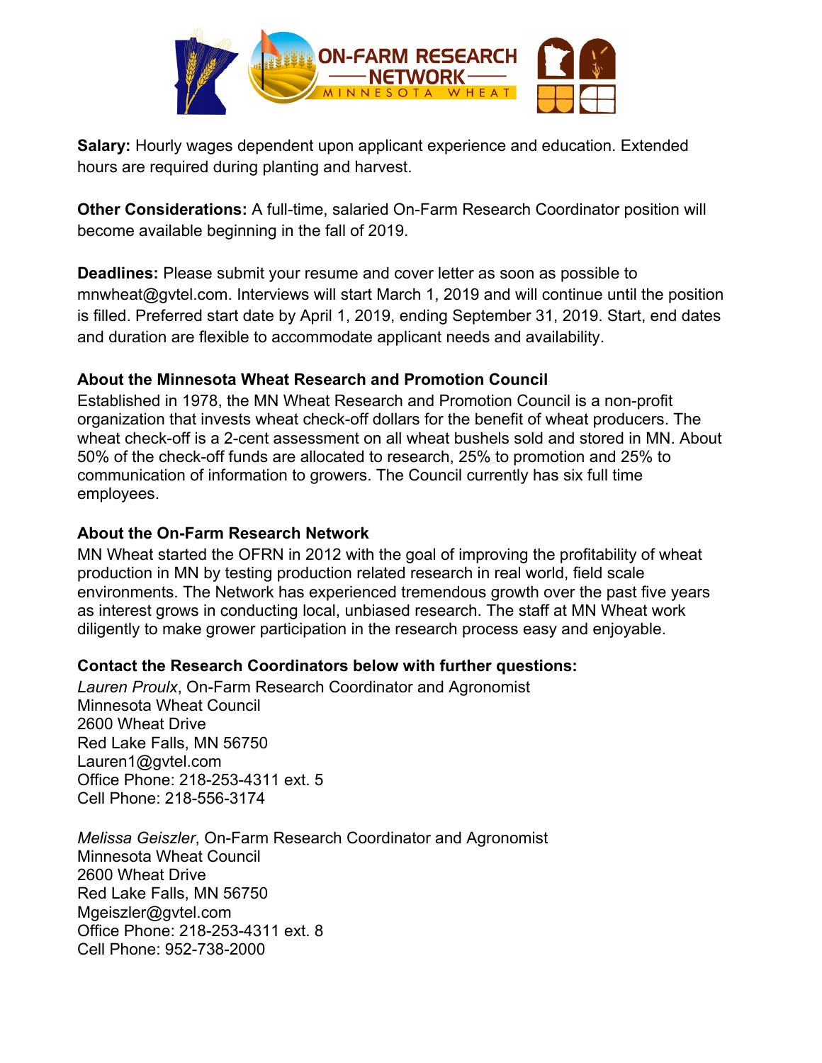**Salary:** Hourly wages dependent upon applicant experience and education. Extended hours are required during planting and harvest.

**Other Considerations:** A full-time, salaried On-Farm Research Coordinator position will become available beginning in the fall of 2019.

**Deadlines:** Please submit your resume and cover letter as soon as possible to mnwheat@gvtel.com. Interviews will start March 1, 2019 and will continue until the position is filled. Preferred start date by April 1, 2019, ending September 31, 2019. Start, end dates and duration are flexible to accommodate applicant needs and availability.

**About the Minnesota Wheat Research and Promotion Council**

Established in 1978, the MN Wheat Research and Promotion Council is a non-profit organization that invests wheat check-off dollars for the benefit of wheat producers. The wheat check-off is a 2-cent assessment on all wheat bushels sold and stored in MN. About 50% of the check-off funds are allocated to research, 25% to promotion and 25% to communication of information to growers. The Council currently has six full time employees.

**About the On-Farm Research Network**

MN Wheat started the OFRN in 2012 with the goal of improving the profitability of wheat production in MN by testing production related research in real world, field scale environments. The Network has experienced tremendous growth over the past five years as interest grows in conducting local, unbiased research. The staff at MN Wheat work diligently to make grower participation in the research process easy and enjoyable.

**Contact the Research Coordinators below with further questions:**

*Lauren Proulx*, On-Farm Research Coordinator and Agronomist
Minnesota Wheat Council
2600 Wheat Drive
Red Lake Falls, MN 56750
Lauren1@gvtel.com
Office Phone: 218-253-4311 ext. 5
Cell Phone: 218-556-3174

*Melissa Geiszler*, On-Farm Research Coordinator and Agronomist
Minnesota Wheat Council
2600 Wheat Drive
Red Lake Falls, MN 56750
Mgeiszler@gvtel.com
Office Phone: 218-253-4311 ext. 8
Cell Phone: 952-738-2000